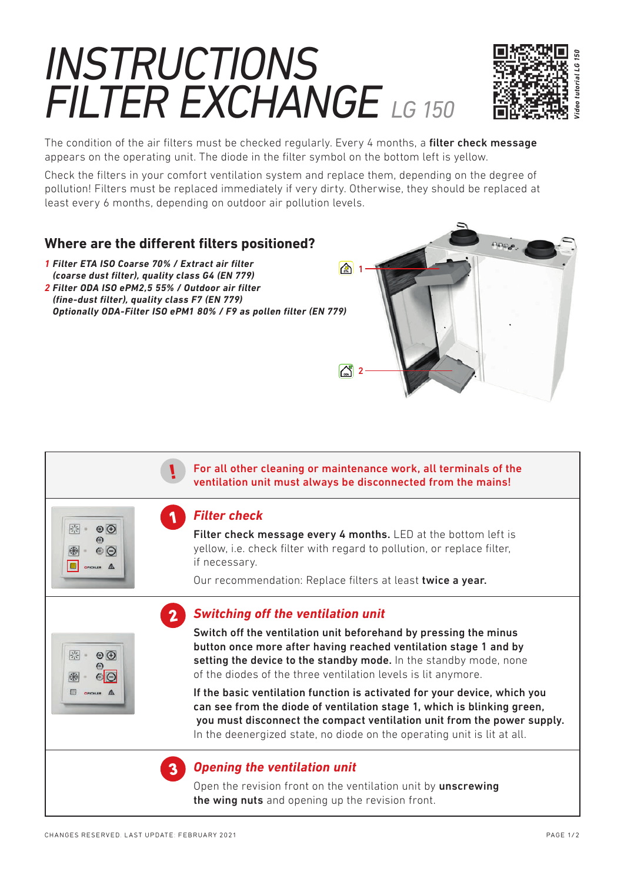# INSTRUCTIONS FILTER EXCHANGE LG 150

*Video tutorial LG 150*

The condition of the air filters must be checked regularly. Every 4 months, a **filter check message** appears on the operating unit. The diode in the filter symbol on the bottom left is yellow.

Check the filters in your comfort ventilation system and replace them, depending on the degree of pollution! Filters must be replaced immediately if very dirty. Otherwise, they should be replaced at least every 6 months, depending on outdoor air pollution levels.

## Where are the different filters positioned?

1. ***Filter ETA ISO Coarse 70% / Extract air filter (coarse dust filter), quality class G4 (EN 779)***
2. ***Filter ODA ISO ePM2,5 55% / Outdoor air filter (fine-dust filter), quality class F7 (EN 779)***
   ***Optionally ODA-Filter ISO ePM1 80% / F9 as pollen filter (EN 779)***

**! For all other cleaning or maintenance work, all terminals of the ventilation unit must always be disconnected from the mains!**

### 1 *Filter check*

**Filter check message every 4 months.** LED at the bottom left is yellow, i.e. check filter with regard to pollution, or replace filter, if necessary.

Our recommendation: Replace filters at least **twice a year.**

### 2 *Switching off the ventilation unit*

**Switch off the ventilation unit beforehand by pressing the minus button once more after having reached ventilation stage 1 and by setting the device to the standby mode.** In the standby mode, none of the diodes of the three ventilation levels is lit anymore.

**If the basic ventilation function is activated for your device, which you can see from the diode of ventilation stage 1, which is blinking green, you must disconnect the compact ventilation unit from the power supply.** In the deenergized state, no diode on the operating unit is lit at all.

### 3 *Opening the ventilation unit*

Open the revision front on the ventilation unit by **unscrewing the wing nuts** and opening up the revision front.

CHANGES RESERVED. LAST UPDATE: FEBRUARY 2021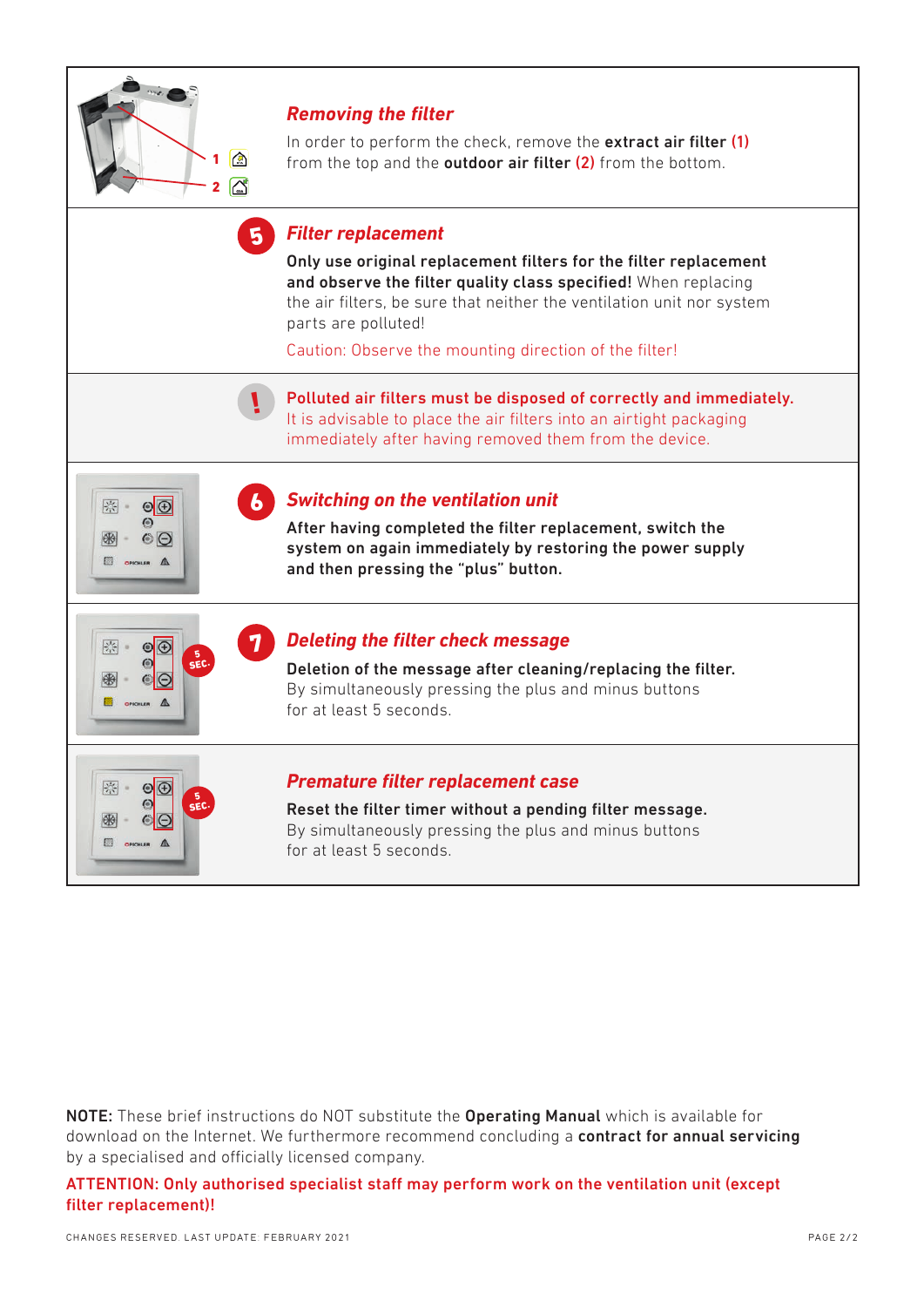## Removing the filter

In order to perform the check, remove the **extract air filter** (1) from the top and the **outdoor air filter** (2) from the bottom.

1
2

## 5 Filter replacement

**Only use original replacement filters for the filter replacement and observe the filter quality class specified!** When replacing the air filters, be sure that neither the ventilation unit nor system parts are polluted!

Caution: Observe the mounting direction of the filter!

**! Polluted air filters must be disposed of correctly and immediately.**
It is advisable to place the air filters into an airtight packaging immediately after having removed them from the device.

## 6 Switching on the ventilation unit

**After having completed the filter replacement, switch the system on again immediately by restoring the power supply and then pressing the "plus" button.**

## 7 Deleting the filter check message

5 SEC.

**Deletion of the message after cleaning/replacing the filter.**
By simultaneously pressing the plus and minus buttons for at least 5 seconds.

## Premature filter replacement case

5 SEC.

**Reset the filter timer without a pending filter message.**
By simultaneously pressing the plus and minus buttons for at least 5 seconds.

**NOTE:** These brief instructions do NOT substitute the **Operating Manual** which is available for download on the Internet. We furthermore recommend concluding a **contract for annual servicing** by a specialised and officially licensed company.

**ATTENTION: Only authorised specialist staff may perform work on the ventilation unit (except filter replacement)!**

CHANGES RESERVED. LAST UPDATE: FEBRUARY 2021